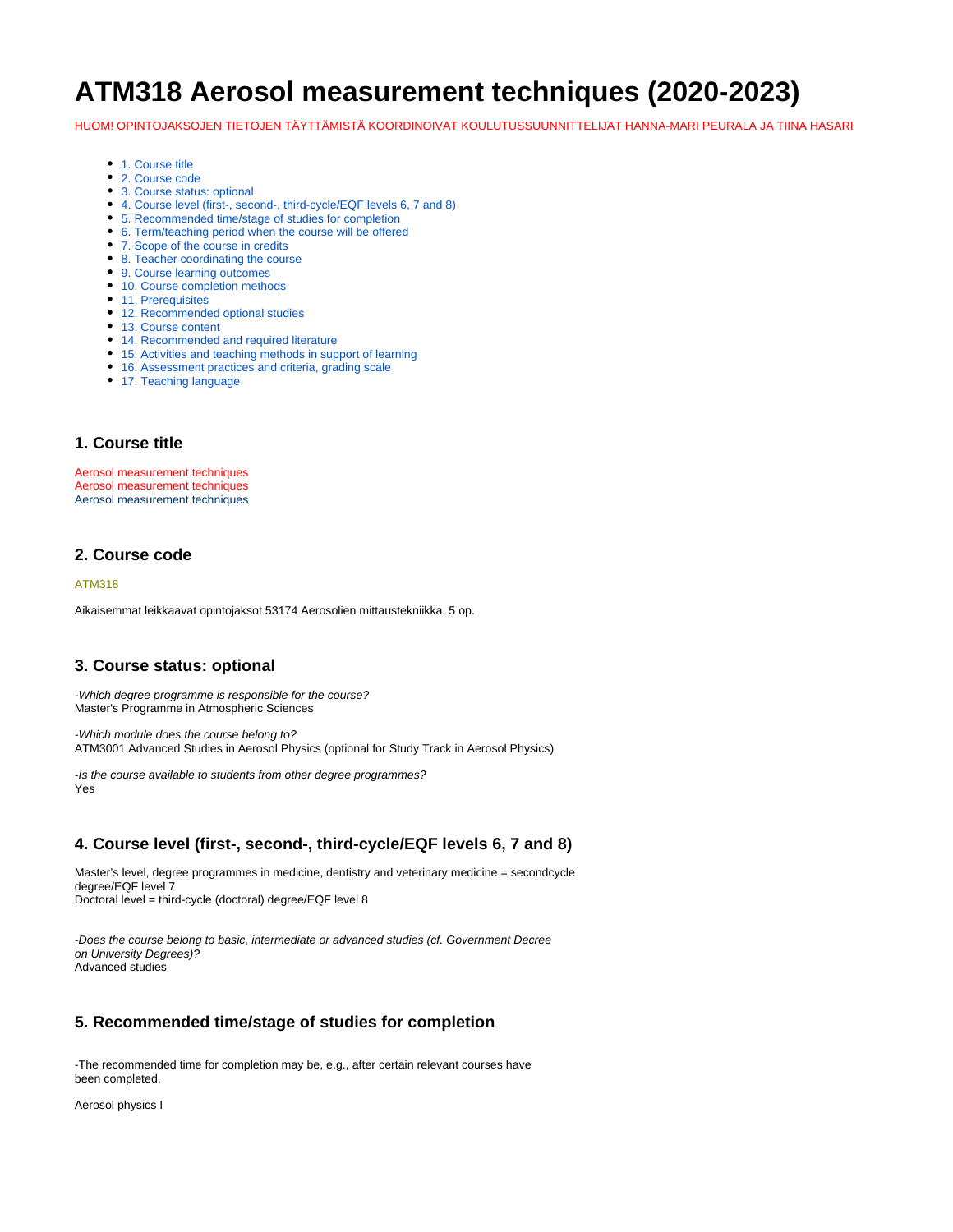# ATM318 Aerosol measurement techniques (2020-2023)

HUOM! OPINTOJAKSOJEN TIETOJEN TÄYTTÄMISTÄ KOORDINOIVAT KOULUTUSSUUNNITTELIJAT HANNA-MARI PEURALA JA TIINA HASARI

- 1. Course title
- 2. Course code
- 3. Course status: optional
- 4. Course level (first-, second-, third-cycle/EQF levels 6, 7 and 8)
- 5. Recommended time/stage of studies for completion
- 6. Term/teaching period when the course will be offered
- 7. Scope of the course in credits
- 8. Teacher coordinating the course
- 9. Course learning outcomes
- 10. Course completion methods
- 11. Prerequisites
- 12. Recommended optional studies
- 13. Course content
- 14. Recommended and required literature
- 15. Activities and teaching methods in support of learning
- 16. Assessment practices and criteria, grading scale
- 17. Teaching language

## 1. Course title

Aerosol measurement techniques
Aerosol measurement techniques
Aerosol measurement techniques

## 2. Course code

ATM318

Aikaisemmat leikkaavat opintojaksot 53174 Aerosolien mittaustekniikka, 5 op.

## 3. Course status: optional

*-Which degree programme is responsible for the course?*
Master's Programme in Atmospheric Sciences

*-Which module does the course belong to?*
ATM3001 Advanced Studies in Aerosol Physics (optional for Study Track in Aerosol Physics)

*-Is the course available to students from other degree programmes?*
Yes

## 4. Course level (first-, second-, third-cycle/EQF levels 6, 7 and 8)

Master's level, degree programmes in medicine, dentistry and veterinary medicine = secondcycle degree/EQF level 7
Doctoral level = third-cycle (doctoral) degree/EQF level 8

*-Does the course belong to basic, intermediate or advanced studies (cf. Government Decree on University Degrees)?*
Advanced studies

## 5. Recommended time/stage of studies for completion

-The recommended time for completion may be, e.g., after certain relevant courses have been completed.

Aerosol physics I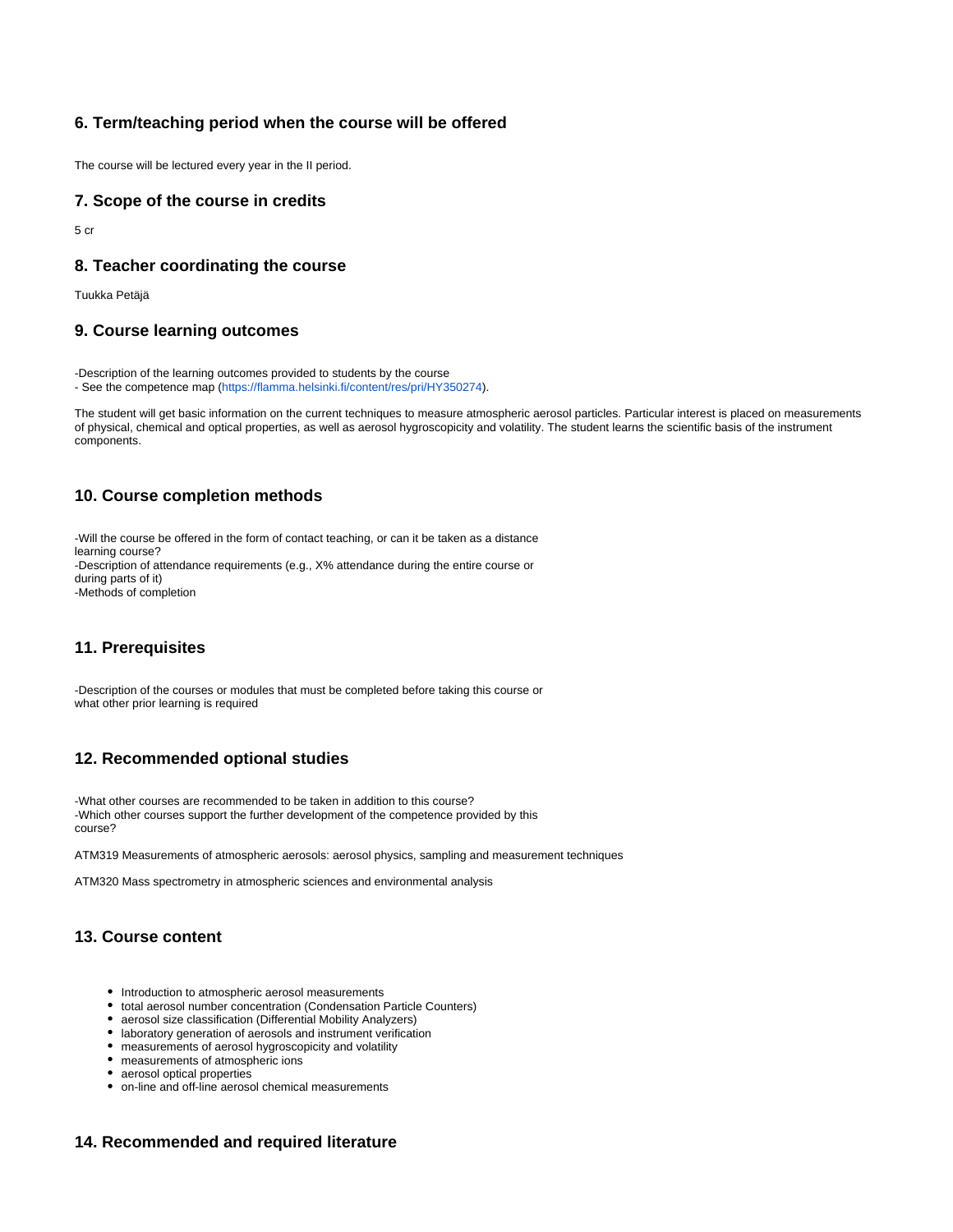## 6. Term/teaching period when the course will be offered

The course will be lectured every year in the II period.

## 7. Scope of the course in credits

5 cr

## 8. Teacher coordinating the course

Tuukka Petäjä

## 9. Course learning outcomes

-Description of the learning outcomes provided to students by the course
- See the competence map (https://flamma.helsinki.fi/content/res/pri/HY350274).

The student will get basic information on the current techniques to measure atmospheric aerosol particles. Particular interest is placed on measurements of physical, chemical and optical properties, as well as aerosol hygroscopicity and volatility. The student learns the scientific basis of the instrument components.

## 10. Course completion methods

-Will the course be offered in the form of contact teaching, or can it be taken as a distance learning course?
-Description of attendance requirements (e.g., X% attendance during the entire course or during parts of it)
-Methods of completion

## 11. Prerequisites

-Description of the courses or modules that must be completed before taking this course or what other prior learning is required

## 12. Recommended optional studies

-What other courses are recommended to be taken in addition to this course?
-Which other courses support the further development of the competence provided by this course?

ATM319 Measurements of atmospheric aerosols: aerosol physics, sampling and measurement techniques

ATM320 Mass spectrometry in atmospheric sciences and environmental analysis

## 13. Course content

- Introduction to atmospheric aerosol measurements
- total aerosol number concentration (Condensation Particle Counters)
- aerosol size classification (Differential Mobility Analyzers)
- laboratory generation of aerosols and instrument verification
- measurements of aerosol hygroscopicity and volatility
- measurements of atmospheric ions
- aerosol optical properties
- on-line and off-line aerosol chemical measurements

## 14. Recommended and required literature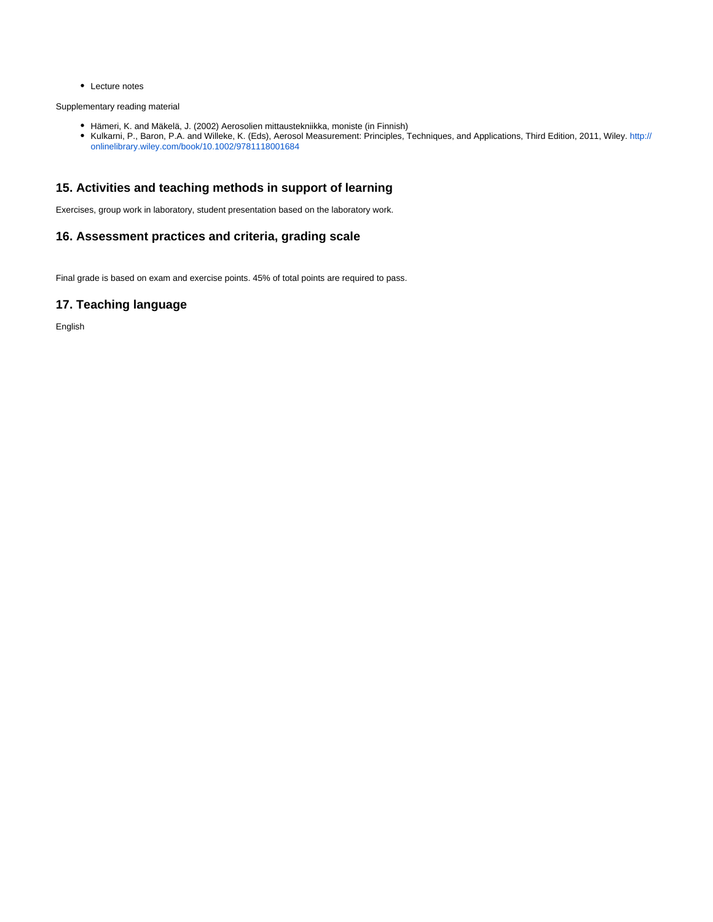- Lecture notes

Supplementary reading material

- Hämeri, K. and Mäkelä, J. (2002) Aerosolien mittaustekniikka, moniste (in Finnish)
- Kulkarni, P., Baron, P.A. and Willeke, K. (Eds), Aerosol Measurement: Principles, Techniques, and Applications, Third Edition, 2011, Wiley. http://onlinelibrary.wiley.com/book/10.1002/9781118001684

### 15. Activities and teaching methods in support of learning

Exercises, group work in laboratory, student presentation based on the laboratory work.

### 16. Assessment practices and criteria, grading scale

Final grade is based on exam and exercise points. 45% of total points are required to pass.

### 17. Teaching language

English